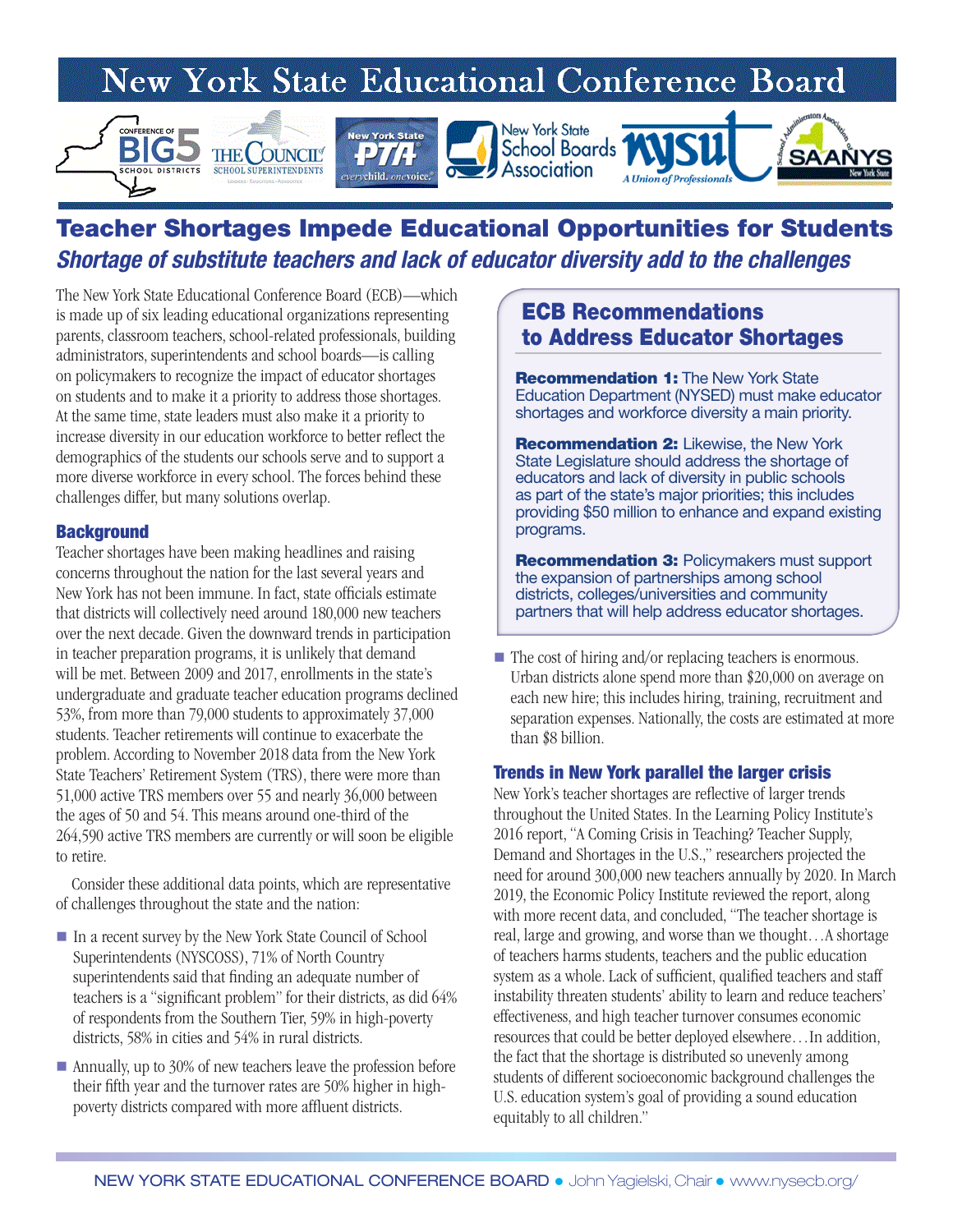# New York State Educational Conference Board

## Teacher Shortages Impede Educational Opportunities for Students

### *Shortage of substitute teachers and lack of educator diversity add to the challenges*

The New York State Educational Conference Board (ECB)—which is made up of six leading educational organizations representing parents, classroom teachers, school-related professionals, building administrators, superintendents and school boards—is calling on policymakers to recognize the impact of educator shortages on students and to make it a priority to address those shortages. At the same time, state leaders must also make it a priority to increase diversity in our education workforce to better reflect the demographics of the students our schools serve and to support a more diverse workforce in every school. The forces behind these challenges differ, but many solutions overlap.

### Background

Teacher shortages have been making headlines and raising concerns throughout the nation for the last several years and New York has not been immune. In fact, state officials estimate that districts will collectively need around 180,000 new teachers over the next decade. Given the downward trends in participation in teacher preparation programs, it is unlikely that demand will be met. Between 2009 and 2017, enrollments in the state's undergraduate and graduate teacher education programs declined 53%, from more than 79,000 students to approximately 37,000 students. Teacher retirements will continue to exacerbate the problem. According to November 2018 data from the New York State Teachers' Retirement System (TRS), there were more than 51,000 active TRS members over 55 and nearly 36,000 between the ages of 50 and 54. This means around one-third of the 264,590 active TRS members are currently or will soon be eligible to retire.

Consider these additional data points, which are representative of challenges throughout the state and the nation:

- In a recent survey by the New York State Council of School Superintendents (NYSCOSS), 71% of North Country superintendents said that finding an adequate number of teachers is a "significant problem" for their districts, as did 64% of respondents from the Southern Tier, 59% in high-poverty districts, 58% in cities and 54% in rural districts.
- Annually, up to 30% of new teachers leave the profession before their fifth year and the turnover rates are 50% higher in high-poverty districts compared with more affluent districts.

> **ECB Recommendations to Address Educator Shortages**
>
> **Recommendation 1:** The New York State Education Department (NYSED) must make educator shortages and workforce diversity a main priority.
>
> **Recommendation 2:** Likewise, the New York State Legislature should address the shortage of educators and lack of diversity in public schools as part of the state's major priorities; this includes providing $50 million to enhance and expand existing programs.
>
> **Recommendation 3:** Policymakers must support the expansion of partnerships among school districts, colleges/universities and community partners that will help address educator shortages.

- The cost of hiring and/or replacing teachers is enormous. Urban districts alone spend more than $20,000 on average on each new hire; this includes hiring, training, recruitment and separation expenses. Nationally, the costs are estimated at more than $8 billion.

### Trends in New York parallel the larger crisis

New York's teacher shortages are reflective of larger trends throughout the United States. In the Learning Policy Institute's 2016 report, "A Coming Crisis in Teaching? Teacher Supply, Demand and Shortages in the U.S.," researchers projected the need for around 300,000 new teachers annually by 2020. In March 2019, the Economic Policy Institute reviewed the report, along with more recent data, and concluded, "The teacher shortage is real, large and growing, and worse than we thought…A shortage of teachers harms students, teachers and the public education system as a whole. Lack of sufficient, qualified teachers and staff instability threaten students' ability to learn and reduce teachers' effectiveness, and high teacher turnover consumes economic resources that could be better deployed elsewhere…In addition, the fact that the shortage is distributed so unevenly among students of different socioeconomic background challenges the U.S. education system's goal of providing a sound education equitably to all children."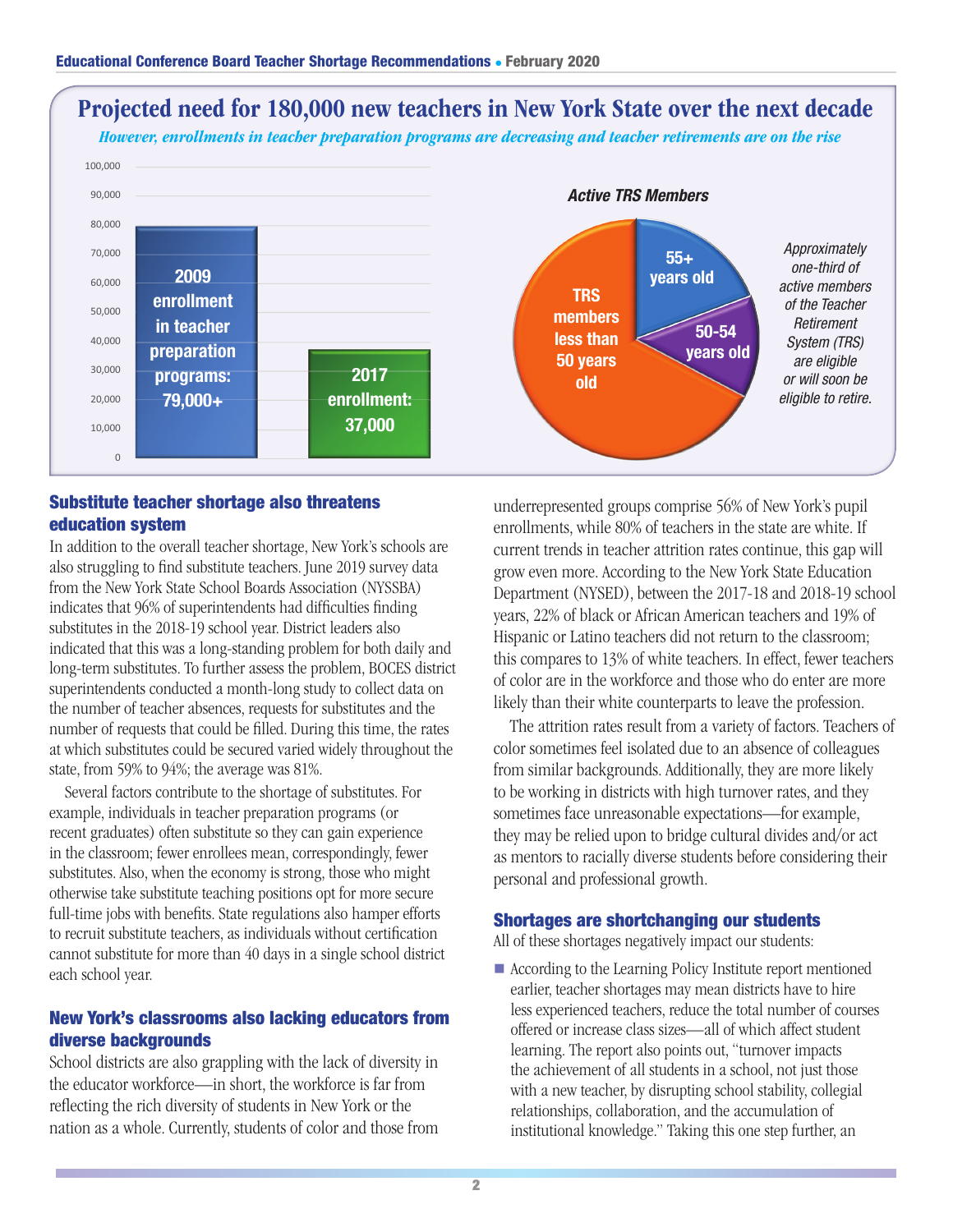## Projected need for 180,000 new teachers in New York State over the next decade

*However, enrollments in teacher preparation programs are decreasing and teacher retirements are on the rise*

2009 enrollment in teacher preparation programs: 79,000+

2017 enrollment: 37,000

*Active TRS Members*

55+ years old

50-54 years old

TRS members less than 50 years old

*Approximately one-third of active members of the Teacher Retirement System (TRS) are eligible or will soon be eligible to retire.*

### Substitute teacher shortage also threatens education system

In addition to the overall teacher shortage, New York's schools are also struggling to find substitute teachers. June 2019 survey data from the New York State School Boards Association (NYSSBA) indicates that 96% of superintendents had difficulties finding substitutes in the 2018-19 school year. District leaders also indicated that this was a long-standing problem for both daily and long-term substitutes. To further assess the problem, BOCES district superintendents conducted a month-long study to collect data on the number of teacher absences, requests for substitutes and the number of requests that could be filled. During this time, the rates at which substitutes could be secured varied widely throughout the state, from 59% to 94%; the average was 81%.

Several factors contribute to the shortage of substitutes. For example, individuals in teacher preparation programs (or recent graduates) often substitute so they can gain experience in the classroom; fewer enrollees mean, correspondingly, fewer substitutes. Also, when the economy is strong, those who might otherwise take substitute teaching positions opt for more secure full-time jobs with benefits. State regulations also hamper efforts to recruit substitute teachers, as individuals without certification cannot substitute for more than 40 days in a single school district each school year.

### New York's classrooms also lacking educators from diverse backgrounds

School districts are also grappling with the lack of diversity in the educator workforce—in short, the workforce is far from reflecting the rich diversity of students in New York or the nation as a whole. Currently, students of color and those from underrepresented groups comprise 56% of New York's pupil enrollments, while 80% of teachers in the state are white. If current trends in teacher attrition rates continue, this gap will grow even more. According to the New York State Education Department (NYSED), between the 2017-18 and 2018-19 school years, 22% of black or African American teachers and 19% of Hispanic or Latino teachers did not return to the classroom; this compares to 13% of white teachers. In effect, fewer teachers of color are in the workforce and those who do enter are more likely than their white counterparts to leave the profession.

The attrition rates result from a variety of factors. Teachers of color sometimes feel isolated due to an absence of colleagues from similar backgrounds. Additionally, they are more likely to be working in districts with high turnover rates, and they sometimes face unreasonable expectations—for example, they may be relied upon to bridge cultural divides and/or act as mentors to racially diverse students before considering their personal and professional growth.

### Shortages are shortchanging our students

All of these shortages negatively impact our students:

- According to the Learning Policy Institute report mentioned earlier, teacher shortages may mean districts have to hire less experienced teachers, reduce the total number of courses offered or increase class sizes—all of which affect student learning. The report also points out, "turnover impacts the achievement of all students in a school, not just those with a new teacher, by disrupting school stability, collegial relationships, collaboration, and the accumulation of institutional knowledge." Taking this one step further, an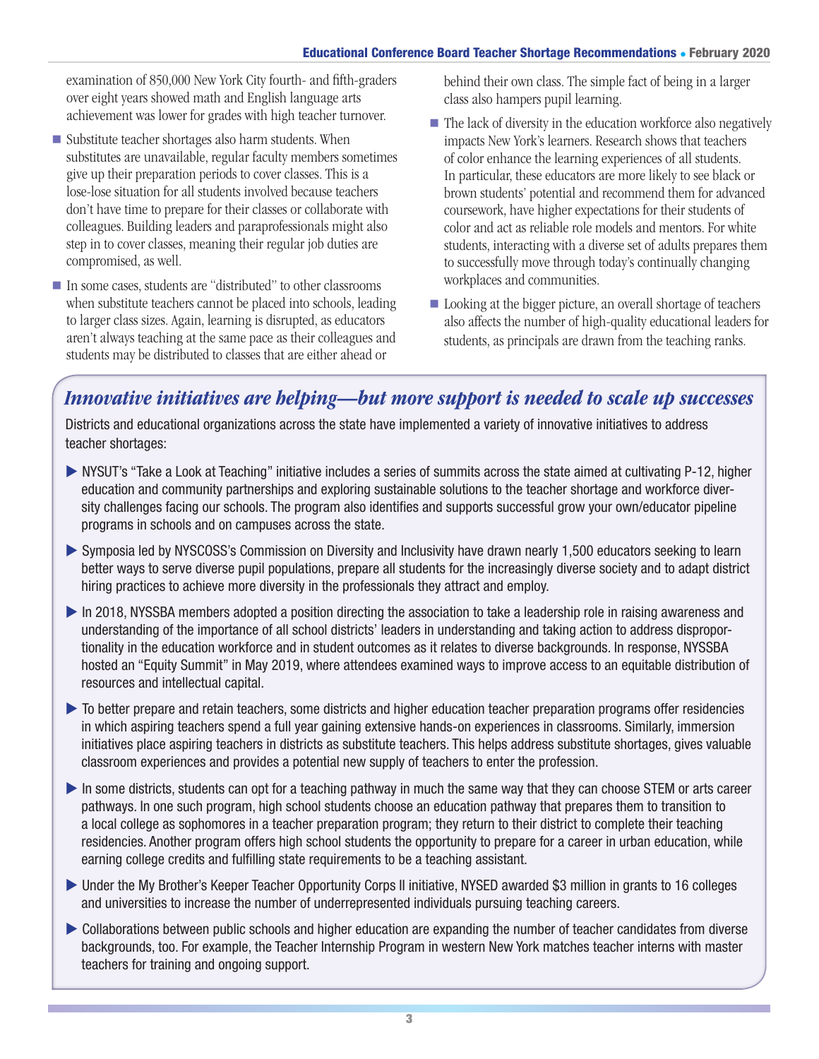examination of 850,000 New York City fourth- and fifth-graders over eight years showed math and English language arts achievement was lower for grades with high teacher turnover.

- Substitute teacher shortages also harm students. When substitutes are unavailable, regular faculty members sometimes give up their preparation periods to cover classes. This is a lose-lose situation for all students involved because teachers don't have time to prepare for their classes or collaborate with colleagues. Building leaders and paraprofessionals might also step in to cover classes, meaning their regular job duties are compromised, as well.
- In some cases, students are "distributed" to other classrooms when substitute teachers cannot be placed into schools, leading to larger class sizes. Again, learning is disrupted, as educators aren't always teaching at the same pace as their colleagues and students may be distributed to classes that are either ahead or behind their own class. The simple fact of being in a larger class also hampers pupil learning.
- The lack of diversity in the education workforce also negatively impacts New York's learners. Research shows that teachers of color enhance the learning experiences of all students. In particular, these educators are more likely to see black or brown students' potential and recommend them for advanced coursework, have higher expectations for their students of color and act as reliable role models and mentors. For white students, interacting with a diverse set of adults prepares them to successfully move through today's continually changing workplaces and communities.
- Looking at the bigger picture, an overall shortage of teachers also affects the number of high-quality educational leaders for students, as principals are drawn from the teaching ranks.

## *Innovative initiatives are helping—but more support is needed to scale up successes*

Districts and educational organizations across the state have implemented a variety of innovative initiatives to address teacher shortages:

- NYSUT's "Take a Look at Teaching" initiative includes a series of summits across the state aimed at cultivating P-12, higher education and community partnerships and exploring sustainable solutions to the teacher shortage and workforce diversity challenges facing our schools. The program also identifies and supports successful grow your own/educator pipeline programs in schools and on campuses across the state.
- Symposia led by NYSCOSS's Commission on Diversity and Inclusivity have drawn nearly 1,500 educators seeking to learn better ways to serve diverse pupil populations, prepare all students for the increasingly diverse society and to adapt district hiring practices to achieve more diversity in the professionals they attract and employ.
- In 2018, NYSSBA members adopted a position directing the association to take a leadership role in raising awareness and understanding of the importance of all school districts' leaders in understanding and taking action to address disproportionality in the education workforce and in student outcomes as it relates to diverse backgrounds. In response, NYSSBA hosted an "Equity Summit" in May 2019, where attendees examined ways to improve access to an equitable distribution of resources and intellectual capital.
- To better prepare and retain teachers, some districts and higher education teacher preparation programs offer residencies in which aspiring teachers spend a full year gaining extensive hands-on experiences in classrooms. Similarly, immersion initiatives place aspiring teachers in districts as substitute teachers. This helps address substitute shortages, gives valuable classroom experiences and provides a potential new supply of teachers to enter the profession.
- In some districts, students can opt for a teaching pathway in much the same way that they can choose STEM or arts career pathways. In one such program, high school students choose an education pathway that prepares them to transition to a local college as sophomores in a teacher preparation program; they return to their district to complete their teaching residencies. Another program offers high school students the opportunity to prepare for a career in urban education, while earning college credits and fulfilling state requirements to be a teaching assistant.
- Under the My Brother's Keeper Teacher Opportunity Corps II initiative, NYSED awarded $3 million in grants to 16 colleges and universities to increase the number of underrepresented individuals pursuing teaching careers.
- Collaborations between public schools and higher education are expanding the number of teacher candidates from diverse backgrounds, too. For example, the Teacher Internship Program in western New York matches teacher interns with master teachers for training and ongoing support.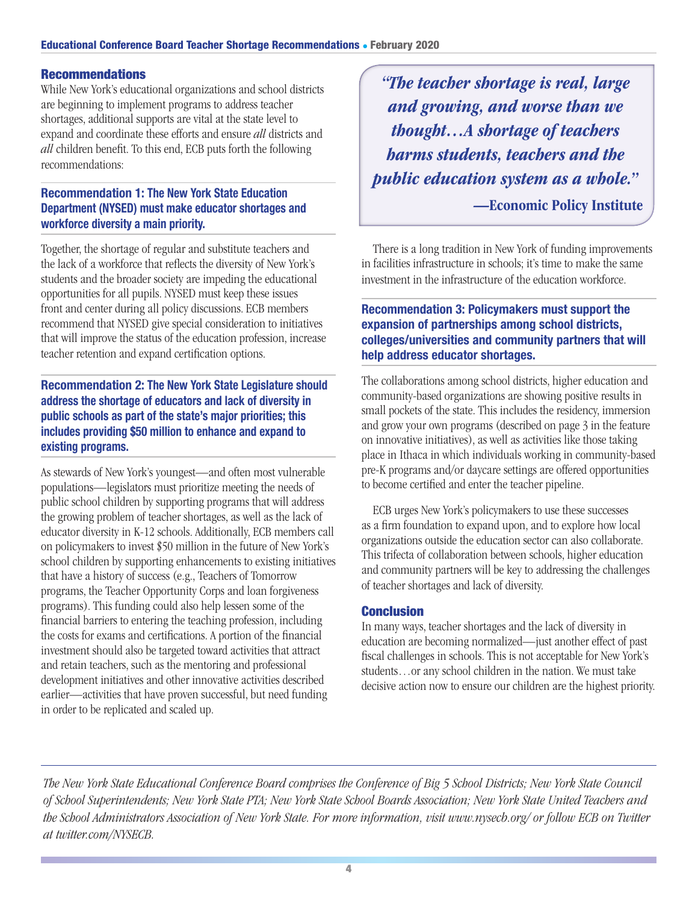## Recommendations

While New York's educational organizations and school districts are beginning to implement programs to address teacher shortages, additional supports are vital at the state level to expand and coordinate these efforts and ensure *all* districts and *all* children benefit. To this end, ECB puts forth the following recommendations:

### Recommendation 1: The New York State Education Department (NYSED) must make educator shortages and workforce diversity a main priority.

Together, the shortage of regular and substitute teachers and the lack of a workforce that reflects the diversity of New York's students and the broader society are impeding the educational opportunities for all pupils. NYSED must keep these issues front and center during all policy discussions. ECB members recommend that NYSED give special consideration to initiatives that will improve the status of the education profession, increase teacher retention and expand certification options.

### Recommendation 2: The New York State Legislature should address the shortage of educators and lack of diversity in public schools as part of the state's major priorities; this includes providing $50 million to enhance and expand to existing programs.

As stewards of New York's youngest—and often most vulnerable populations—legislators must prioritize meeting the needs of public school children by supporting programs that will address the growing problem of teacher shortages, as well as the lack of educator diversity in K-12 schools. Additionally, ECB members call on policymakers to invest $50 million in the future of New York's school children by supporting enhancements to existing initiatives that have a history of success (e.g., Teachers of Tomorrow programs, the Teacher Opportunity Corps and loan forgiveness programs). This funding could also help lessen some of the financial barriers to entering the teaching profession, including the costs for exams and certifications. A portion of the financial investment should also be targeted toward activities that attract and retain teachers, such as the mentoring and professional development initiatives and other innovative activities described earlier—activities that have proven successful, but need funding in order to be replicated and scaled up.

> ***"The teacher shortage is real, large and growing, and worse than we thought…A shortage of teachers harms students, teachers and the public education system as a whole."***
>
> **—Economic Policy Institute**

There is a long tradition in New York of funding improvements in facilities infrastructure in schools; it's time to make the same investment in the infrastructure of the education workforce.

### Recommendation 3: Policymakers must support the expansion of partnerships among school districts, colleges/universities and community partners that will help address educator shortages.

The collaborations among school districts, higher education and community-based organizations are showing positive results in small pockets of the state. This includes the residency, immersion and grow your own programs (described on page 3 in the feature on innovative initiatives), as well as activities like those taking place in Ithaca in which individuals working in community-based pre-K programs and/or daycare settings are offered opportunities to become certified and enter the teacher pipeline.

ECB urges New York's policymakers to use these successes as a firm foundation to expand upon, and to explore how local organizations outside the education sector can also collaborate. This trifecta of collaboration between schools, higher education and community partners will be key to addressing the challenges of teacher shortages and lack of diversity.

## Conclusion

In many ways, teacher shortages and the lack of diversity in education are becoming normalized—just another effect of past fiscal challenges in schools. This is not acceptable for New York's students…or any school children in the nation. We must take decisive action now to ensure our children are the highest priority.

---

*The New York State Educational Conference Board comprises the Conference of Big 5 School Districts; New York State Council of School Superintendents; New York State PTA; New York State School Boards Association; New York State United Teachers and the School Administrators Association of New York State. For more information, visit www.nysecb.org/ or follow ECB on Twitter at twitter.com/NYSECB.*